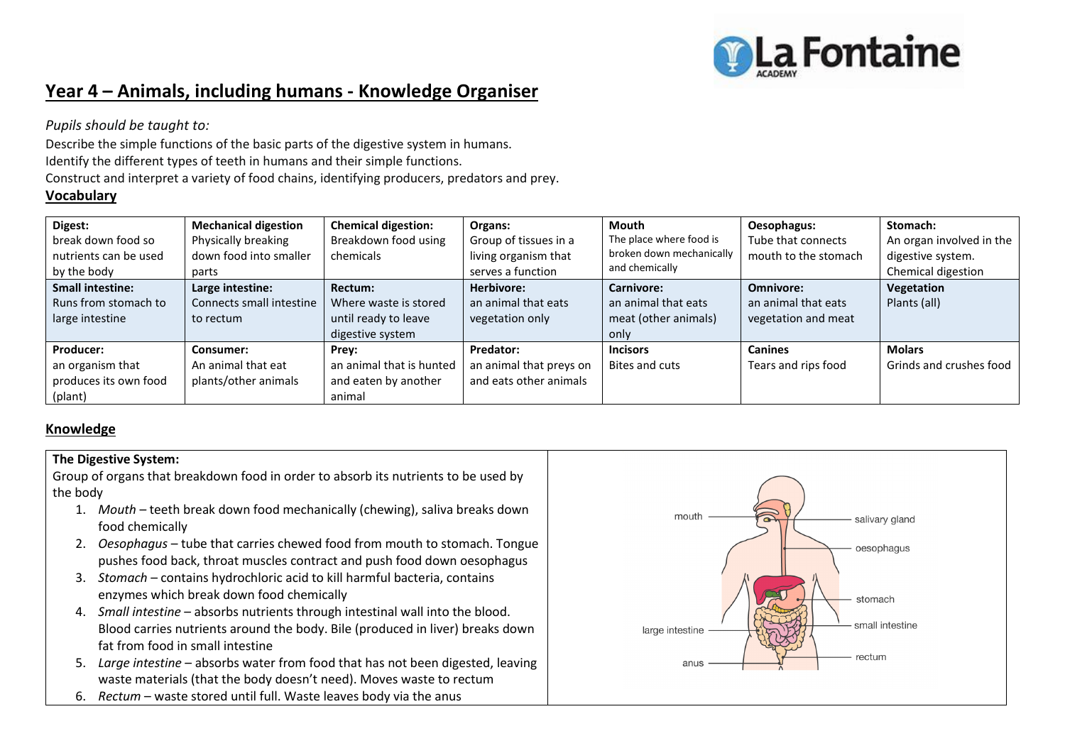# Year 4 – Animals, including humans - Knowledge Organiser

*Pupils should be taught to:*

Describe the simple functions of the basic parts of the digestive system in humans.
Identify the different types of teeth in humans and their simple functions.
Construct and interpret a variety of food chains, identifying producers, predators and prey.

## Vocabulary

| **Digest:** break down food so nutrients can be used by the body | **Mechanical digestion** Physically breaking down food into smaller parts | **Chemical digestion:** Breakdown food using chemicals | **Organs:** Group of tissues in a living organism that serves a function | **Mouth** The place where food is broken down mechanically and chemically | **Oesophagus:** Tube that connects mouth to the stomach | **Stomach:** An organ involved in the digestive system. Chemical digestion |
|---|---|---|---|---|---|---|
| **Small intestine:** Runs from stomach to large intestine | **Large intestine:** Connects small intestine to rectum | **Rectum:** Where waste is stored until ready to leave digestive system | **Herbivore:** an animal that eats vegetation only | **Carnivore:** an animal that eats meat (other animals) only | **Omnivore:** an animal that eats vegetation and meat | **Vegetation** Plants (all) |
| **Producer:** an organism that produces its own food (plant) | **Consumer:** An animal that eat plants/other animals | **Prey:** an animal that is hunted and eaten by another animal | **Predator:** an animal that preys on and eats other animals | **Incisors** Bites and cuts | **Canines** Tears and rips food | **Molars** Grinds and crushes food |

## Knowledge

**The Digestive System:**
Group of organs that breakdown food in order to absorb its nutrients to be used by the body

1. *Mouth* – teeth break down food mechanically (chewing), saliva breaks down food chemically
2. *Oesophagus* – tube that carries chewed food from mouth to stomach. Tongue pushes food back, throat muscles contract and push food down oesophagus
3. *Stomach* – contains hydrochloric acid to kill harmful bacteria, contains enzymes which break down food chemically
4. *Small intestine* – absorbs nutrients through intestinal wall into the blood. Blood carries nutrients around the body. Bile (produced in liver) breaks down fat from food in small intestine
5. *Large intestine* – absorbs water from food that has not been digested, leaving waste materials (that the body doesn't need). Moves waste to rectum
6. *Rectum* – waste stored until full. Waste leaves body via the anus

mouth, salivary gland, oesophagus, stomach, small intestine, large intestine, rectum, anus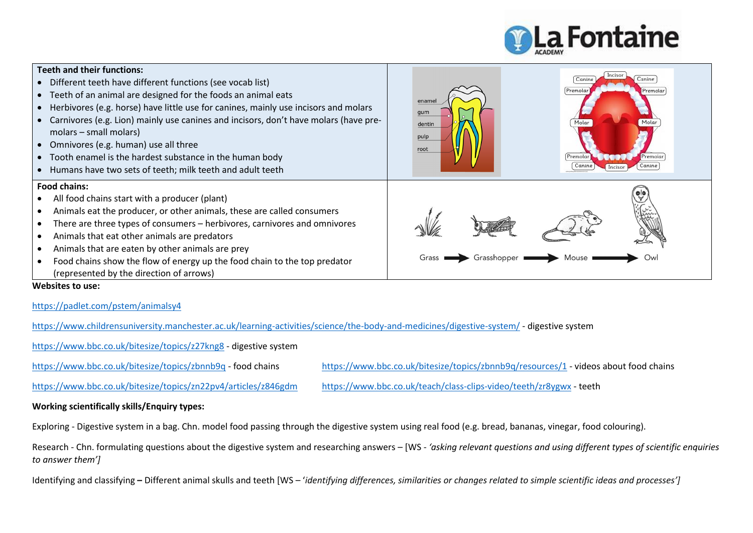**Teeth and their functions:**

- Different teeth have different functions (see vocab list)
- Teeth of an animal are designed for the foods an animal eats
- Herbivores (e.g. horse) have little use for canines, mainly use incisors and molars
- Carnivores (e.g. Lion) mainly use canines and incisors, don't have molars (have pre-molars – small molars)
- Omnivores (e.g. human) use all three
- Tooth enamel is the hardest substance in the human body
- Humans have two sets of teeth; milk teeth and adult teeth

enamel
gum
dentin
pulp
root

Incisor, Canine, Canine, Premolar, Premolar, Molar, Molar, Premolar, Premolar, Canine, Incisor, Canine

**Food chains:**

- All food chains start with a producer (plant)
- Animals eat the producer, or other animals, these are called consumers
- There are three types of consumers – herbivores, carnivores and omnivores
- Animals that eat other animals are predators
- Animals that are eaten by other animals are prey
- Food chains show the flow of energy up the food chain to the top predator (represented by the direction of arrows)

Grass → Grasshopper → Mouse → Owl

**Websites to use:**

https://padlet.com/pstem/animalsy4

https://www.childrensuniversity.manchester.ac.uk/learning-activities/science/the-body-and-medicines/digestive-system/ - digestive system

https://www.bbc.co.uk/bitesize/topics/z27kng8 - digestive system

https://www.bbc.co.uk/bitesize/topics/zbnnb9q - food chains

https://www.bbc.co.uk/bitesize/topics/zbnnb9q/resources/1 - videos about food chains

https://www.bbc.co.uk/bitesize/topics/zn22pv4/articles/z846gdm

https://www.bbc.co.uk/teach/class-clips-video/teeth/zr8ygwx - teeth

**Working scientifically skills/Enquiry types:**

Exploring - Digestive system in a bag. Chn. model food passing through the digestive system using real food (e.g. bread, bananas, vinegar, food colouring).

Research - Chn. formulating questions about the digestive system and researching answers – [WS - *'asking relevant questions and using different types of scientific enquiries to answer them']*

Identifying and classifying **–** Different animal skulls and teeth [WS – '*identifying differences, similarities or changes related to simple scientific ideas and processes']*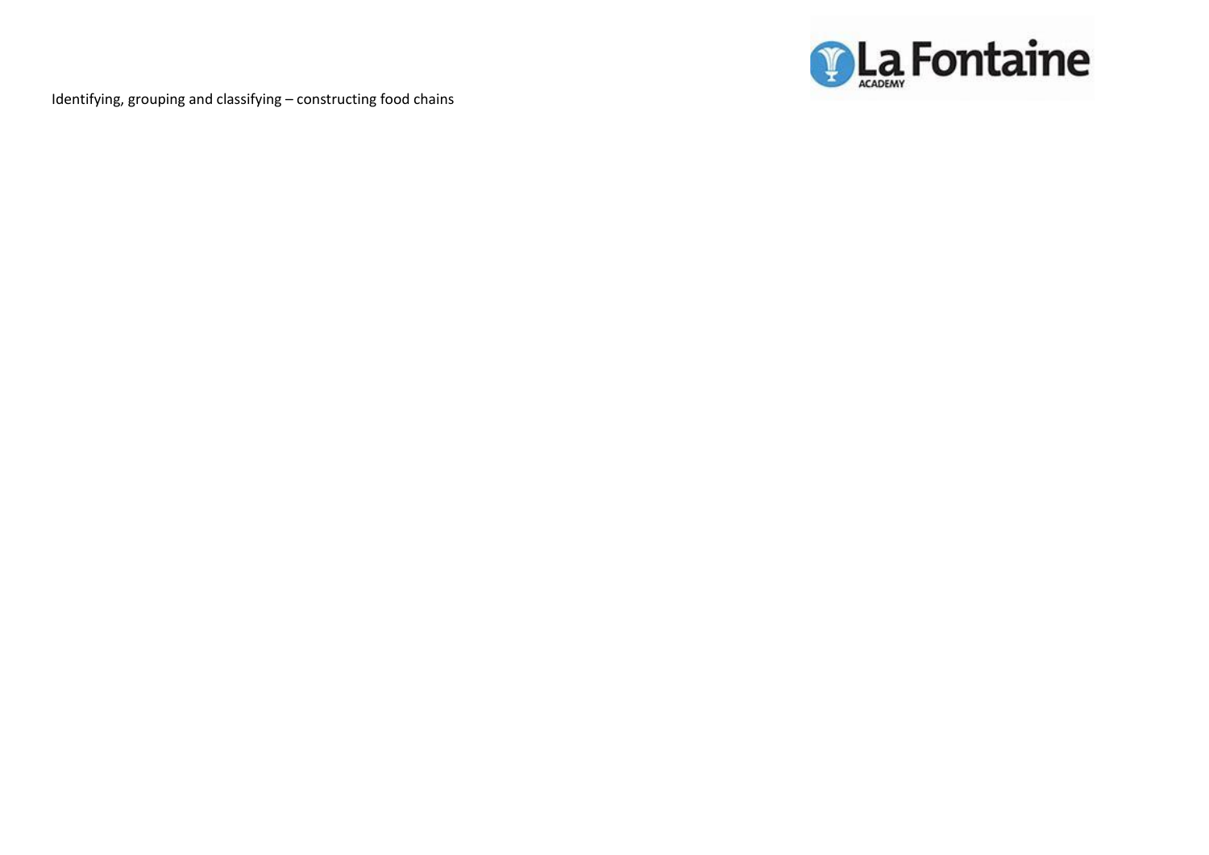Identifying, grouping and classifying – constructing food chains